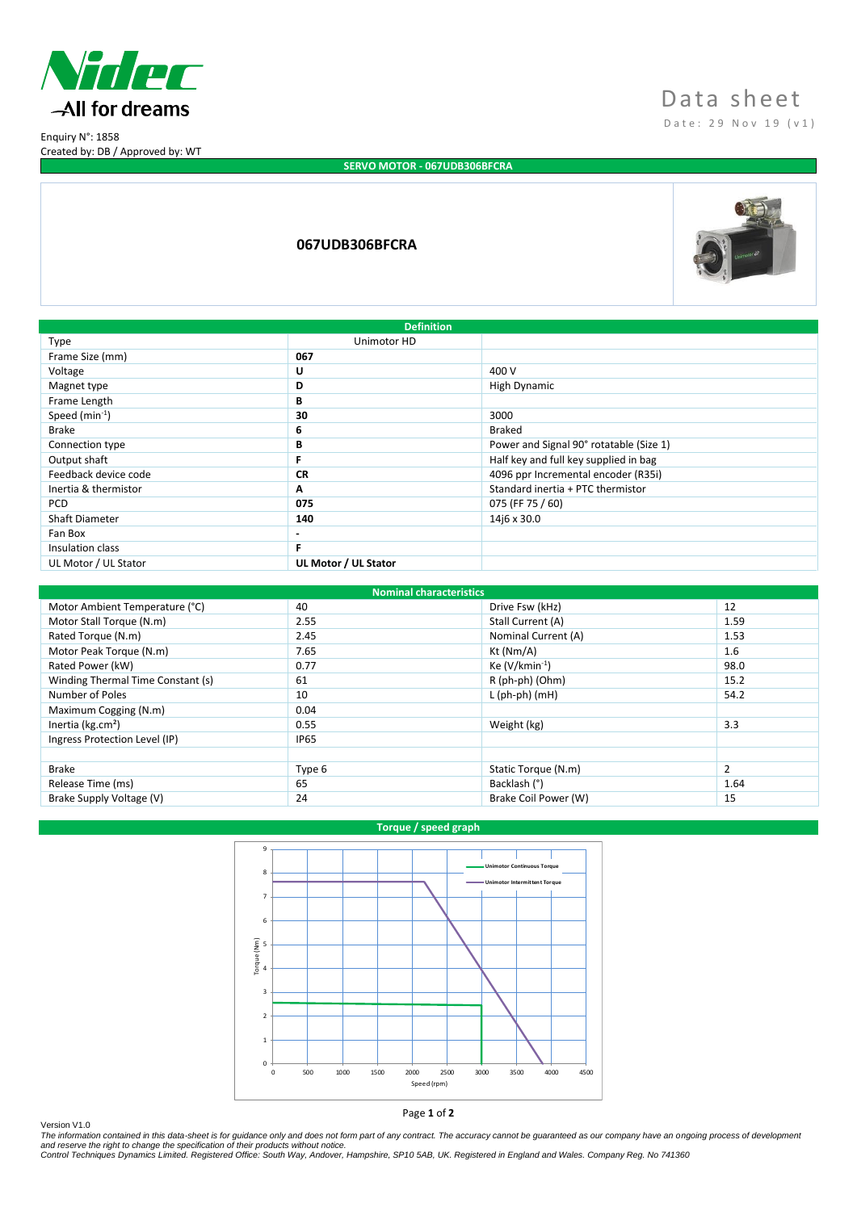Nidec
All for dreams

# Data sheet

Date: 29 Nov 19 (v1)

Enquiry N°: 1858
Created by: DB / Approved by: WT

## SERVO MOTOR - 067UDB306BFCRA

**067UDB306BFCRA**

| Definition | | |
|---|---|---|
| Type | Unimotor HD | |
| Frame Size (mm) | **067** | |
| Voltage | **U** | 400 V |
| Magnet type | **D** | High Dynamic |
| Frame Length | **B** | |
| Speed (min$^{-1}$) | **30** | 3000 |
| Brake | **6** | Braked |
| Connection type | **B** | Power and Signal 90° rotatable (Size 1) |
| Output shaft | **F** | Half key and full key supplied in bag |
| Feedback device code | **CR** | 4096 ppr Incremental encoder (R35i) |
| Inertia & thermistor | **A** | Standard inertia + PTC thermistor |
| PCD | **075** | 075 (FF 75 / 60) |
| Shaft Diameter | **140** | 14j6 x 30.0 |
| Fan Box | **-** | |
| Insulation class | **F** | |
| UL Motor / UL Stator | **UL Motor / UL Stator** | |

| Nominal characteristics | | | |
|---|---|---|---|
| Motor Ambient Temperature (°C) | 40 | Drive Fsw (kHz) | 12 |
| Motor Stall Torque (N.m) | 2.55 | Stall Current (A) | 1.59 |
| Rated Torque (N.m) | 2.45 | Nominal Current (A) | 1.53 |
| Motor Peak Torque (N.m) | 7.65 | Kt (Nm/A) | 1.6 |
| Rated Power (kW) | 0.77 | Ke (V/kmin$^{-1}$) | 98.0 |
| Winding Thermal Time Constant (s) | 61 | R (ph-ph) (Ohm) | 15.2 |
| Number of Poles | 10 | L (ph-ph) (mH) | 54.2 |
| Maximum Cogging (N.m) | 0.04 | | |
| Inertia (kg.cm$^2$) | 0.55 | Weight (kg) | 3.3 |
| Ingress Protection Level (IP) | IP65 | | |
| | | | |
| Brake | Type 6 | Static Torque (N.m) | 2 |
| Release Time (ms) | 65 | Backlash (°) | 1.64 |
| Brake Supply Voltage (V) | 24 | Brake Coil Power (W) | 15 |

## Torque / speed graph

Version V1.0

*The information contained in this data-sheet is for guidance only and does not form part of any contract. The accuracy cannot be guaranteed as our company have an ongoing process of development and reserve the right to change the specification of their products without notice.*
*Control Techniques Dynamics Limited. Registered Office: South Way, Andover, Hampshire, SP10 5AB, UK. Registered in England and Wales. Company Reg. No 741360*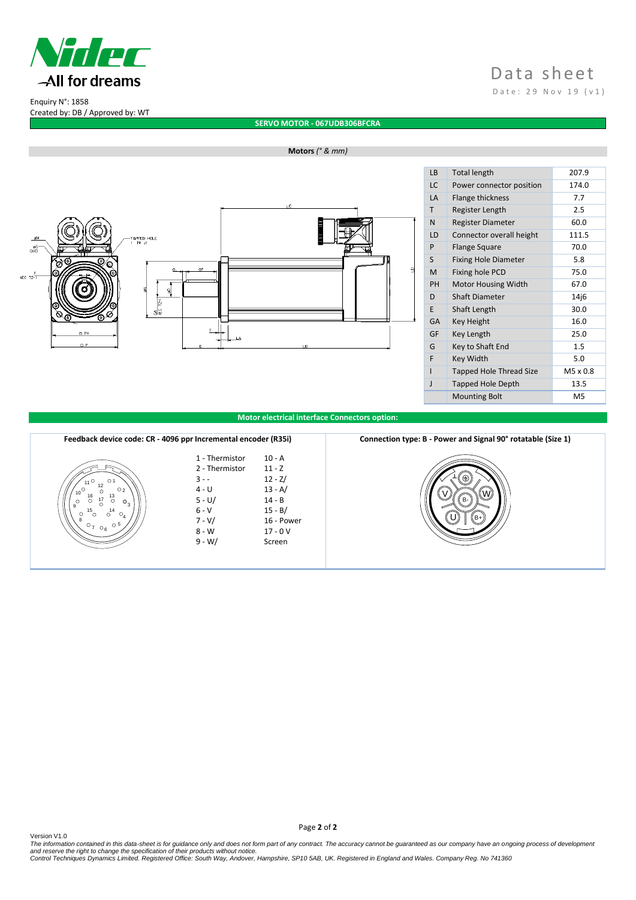Enquiry N°: 1858
Created by: DB / Approved by: WT

# Data sheet

Date: 29 Nov 19 (v1)

## SERVO MOTOR - 067UDB306BFCRA

### Motors *(° & mm)*

| | | |
|---|---|---|
| LB | Total length | 207.9 |
| LC | Power connector position | 174.0 |
| LA | Flange thickness | 7.7 |
| T | Register Length | 2.5 |
| N | Register Diameter | 60.0 |
| LD | Connector overall height | 111.5 |
| P | Flange Square | 70.0 |
| S | Fixing Hole Diameter | 5.8 |
| M | Fixing hole PCD | 75.0 |
| PH | Motor Housing Width | 67.0 |
| D | Shaft Diameter | 14j6 |
| E | Shaft Length | 30.0 |
| GA | Key Height | 16.0 |
| GF | Key Length | 25.0 |
| G | Key to Shaft End | 1.5 |
| F | Key Width | 5.0 |
| I | Tapped Hole Thread Size | M5 x 0.8 |
| J | Tapped Hole Depth | 13.5 |
| | Mounting Bolt | M5 |

### Motor electrical interface Connectors option:

**Feedback device code: CR - 4096 ppr Incremental encoder (R35i)**

| | |
|---|---|
| 1 - Thermistor | 10 - A |
| 2 - Thermistor | 11 - Z |
| 3 - - | 12 - Z/ |
| 4 - U | 13 - A/ |
| 5 - U/ | 14 - B |
| 6 - V | 15 - B/ |
| 7 - V/ | 16 - Power |
| 8 - W | 17 - 0 V |
| 9 - W/ | Screen |

**Connection type: B - Power and Signal 90° rotatable (Size 1)**

Version V1.0

*The information contained in this data-sheet is for guidance only and does not form part of any contract. The accuracy cannot be guaranteed as our company have an ongoing process of development and reserve the right to change the specification of their products without notice.*
*Control Techniques Dynamics Limited. Registered Office: South Way, Andover, Hampshire, SP10 5AB, UK. Registered in England and Wales. Company Reg. No 741360*